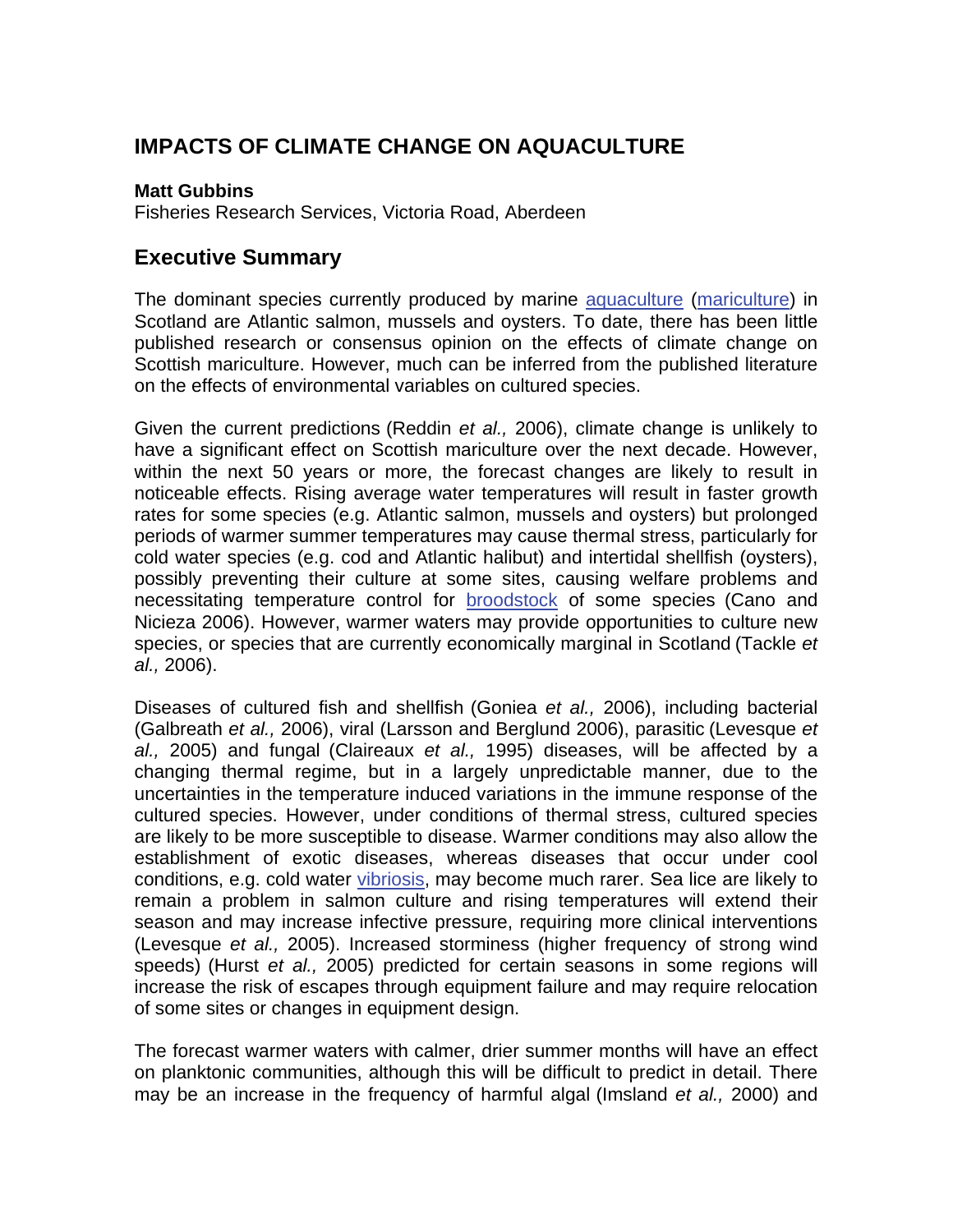# IMPACTS OF CLIMATE CHANGE ON AQUACULTURE

**Matt Gubbins**
Fisheries Research Services, Victoria Road, Aberdeen

## Executive Summary

The dominant species currently produced by marine aquaculture (mariculture) in Scotland are Atlantic salmon, mussels and oysters. To date, there has been little published research or consensus opinion on the effects of climate change on Scottish mariculture. However, much can be inferred from the published literature on the effects of environmental variables on cultured species.

Given the current predictions (Reddin *et al.,* 2006), climate change is unlikely to have a significant effect on Scottish mariculture over the next decade. However, within the next 50 years or more, the forecast changes are likely to result in noticeable effects. Rising average water temperatures will result in faster growth rates for some species (e.g. Atlantic salmon, mussels and oysters) but prolonged periods of warmer summer temperatures may cause thermal stress, particularly for cold water species (e.g. cod and Atlantic halibut) and intertidal shellfish (oysters), possibly preventing their culture at some sites, causing welfare problems and necessitating temperature control for broodstock of some species (Cano and Nicieza 2006). However, warmer waters may provide opportunities to culture new species, or species that are currently economically marginal in Scotland (Tackle *et al.,* 2006).

Diseases of cultured fish and shellfish (Goniea *et al.,* 2006), including bacterial (Galbreath *et al.,* 2006), viral (Larsson and Berglund 2006), parasitic (Levesque *et al.,* 2005) and fungal (Claireaux *et al.,* 1995) diseases, will be affected by a changing thermal regime, but in a largely unpredictable manner, due to the uncertainties in the temperature induced variations in the immune response of the cultured species. However, under conditions of thermal stress, cultured species are likely to be more susceptible to disease. Warmer conditions may also allow the establishment of exotic diseases, whereas diseases that occur under cool conditions, e.g. cold water vibriosis, may become much rarer. Sea lice are likely to remain a problem in salmon culture and rising temperatures will extend their season and may increase infective pressure, requiring more clinical interventions (Levesque *et al.,* 2005). Increased storminess (higher frequency of strong wind speeds) (Hurst *et al.,* 2005) predicted for certain seasons in some regions will increase the risk of escapes through equipment failure and may require relocation of some sites or changes in equipment design.

The forecast warmer waters with calmer, drier summer months will have an effect on planktonic communities, although this will be difficult to predict in detail. There may be an increase in the frequency of harmful algal (Imsland *et al.,* 2000) and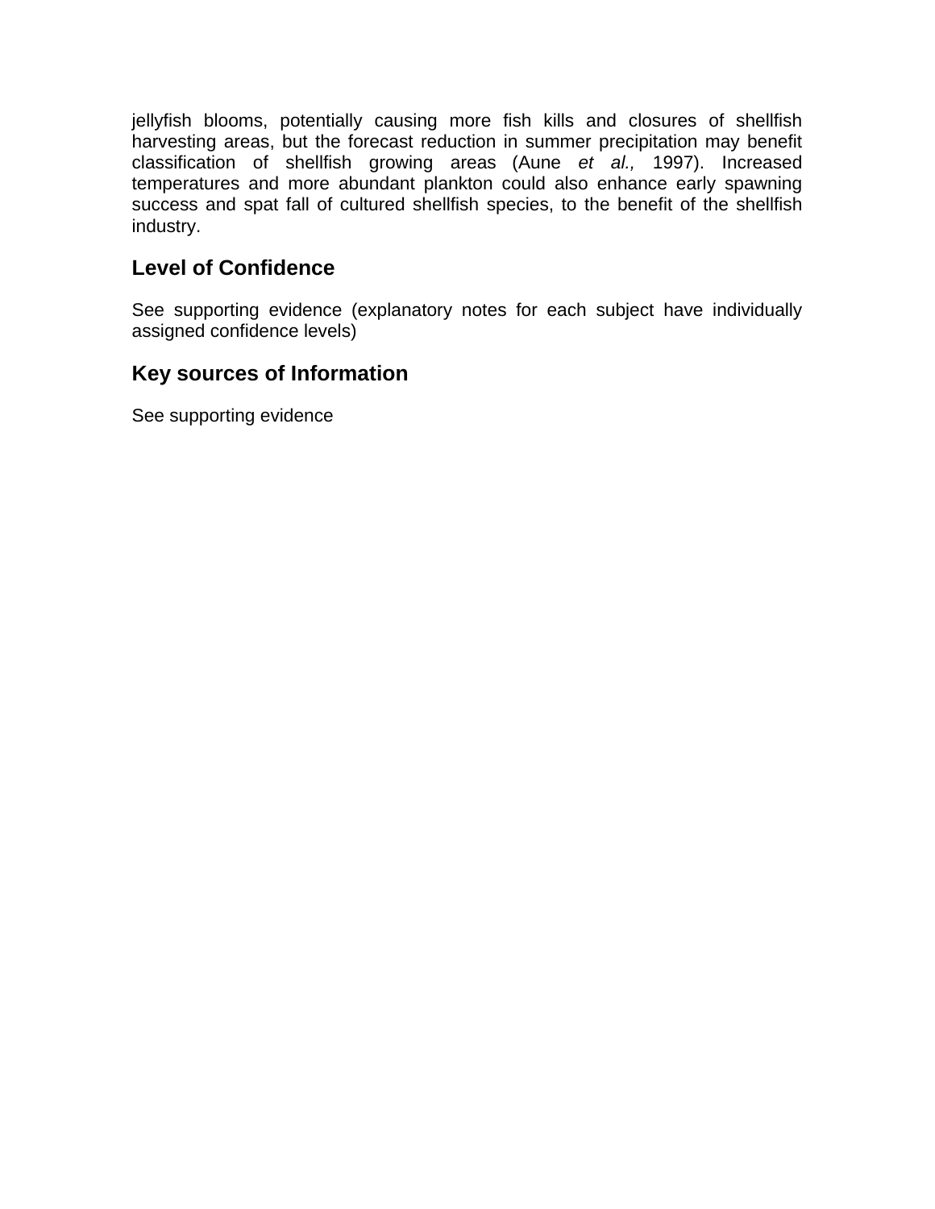jellyfish blooms, potentially causing more fish kills and closures of shellfish harvesting areas, but the forecast reduction in summer precipitation may benefit classification of shellfish growing areas (Aune *et al.,* 1997). Increased temperatures and more abundant plankton could also enhance early spawning success and spat fall of cultured shellfish species, to the benefit of the shellfish industry.

## Level of Confidence

See supporting evidence (explanatory notes for each subject have individually assigned confidence levels)

## Key sources of Information

See supporting evidence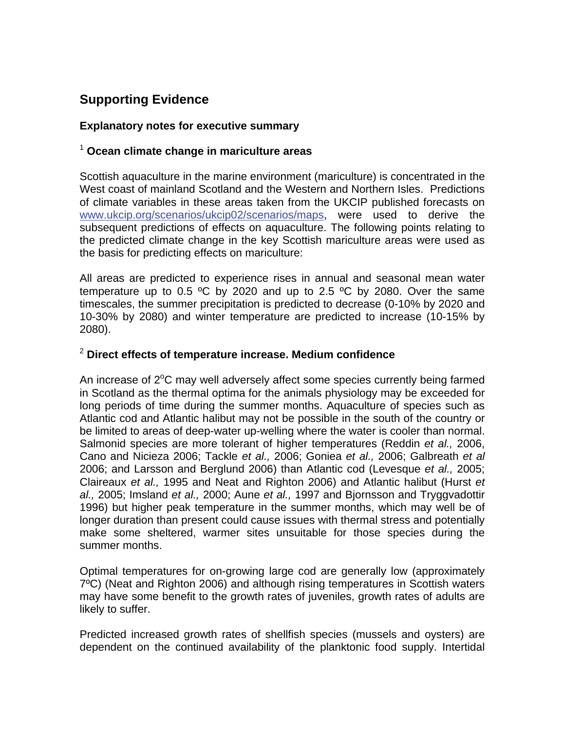## Supporting Evidence

### Explanatory notes for executive summary

### [1] Ocean climate change in mariculture areas

Scottish aquaculture in the marine environment (mariculture) is concentrated in the West coast of mainland Scotland and the Western and Northern Isles. Predictions of climate variables in these areas taken from the UKCIP published forecasts on www.ukcip.org/scenarios/ukcip02/scenarios/maps, were used to derive the subsequent predictions of effects on aquaculture. The following points relating to the predicted climate change in the key Scottish mariculture areas were used as the basis for predicting effects on mariculture:

All areas are predicted to experience rises in annual and seasonal mean water temperature up to 0.5 ºC by 2020 and up to 2.5 ºC by 2080. Over the same timescales, the summer precipitation is predicted to decrease (0-10% by 2020 and 10-30% by 2080) and winter temperature are predicted to increase (10-15% by 2080).

### [2] Direct effects of temperature increase. Medium confidence

An increase of 2ºC may well adversely affect some species currently being farmed in Scotland as the thermal optima for the animals physiology may be exceeded for long periods of time during the summer months. Aquaculture of species such as Atlantic cod and Atlantic halibut may not be possible in the south of the country or be limited to areas of deep-water up-welling where the water is cooler than normal. Salmonid species are more tolerant of higher temperatures (Reddin *et al.,* 2006, Cano and Nicieza 2006; Tackle *et al.,* 2006; Goniea *et al.,* 2006; Galbreath *et al* 2006; and Larsson and Berglund 2006) than Atlantic cod (Levesque *et al.,* 2005; Claireaux *et al.,* 1995 and Neat and Righton 2006) and Atlantic halibut (Hurst *et al.,* 2005; Imsland *et al.,* 2000; Aune *et al.,* 1997 and Bjornsson and Tryggvadottir 1996) but higher peak temperature in the summer months, which may well be of longer duration than present could cause issues with thermal stress and potentially make some sheltered, warmer sites unsuitable for those species during the summer months.

Optimal temperatures for on-growing large cod are generally low (approximately 7ºC) (Neat and Righton 2006) and although rising temperatures in Scottish waters may have some benefit to the growth rates of juveniles, growth rates of adults are likely to suffer.

Predicted increased growth rates of shellfish species (mussels and oysters) are dependent on the continued availability of the planktonic food supply. Intertidal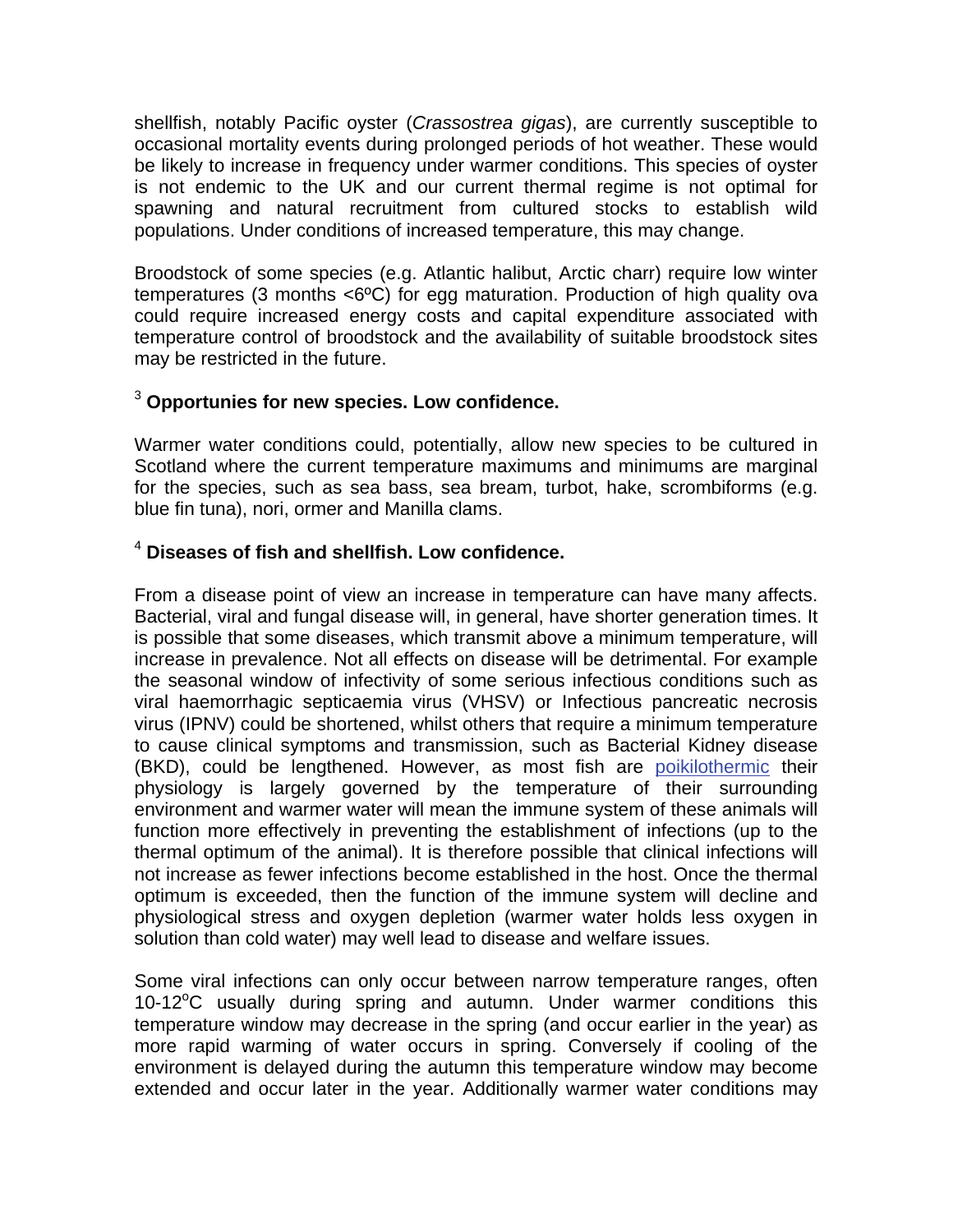shellfish, notably Pacific oyster (*Crassostrea gigas*), are currently susceptible to occasional mortality events during prolonged periods of hot weather. These would be likely to increase in frequency under warmer conditions. This species of oyster is not endemic to the UK and our current thermal regime is not optimal for spawning and natural recruitment from cultured stocks to establish wild populations. Under conditions of increased temperature, this may change.

Broodstock of some species (e.g. Atlantic halibut, Arctic charr) require low winter temperatures (3 months <6ºC) for egg maturation. Production of high quality ova could require increased energy costs and capital expenditure associated with temperature control of broodstock and the availability of suitable broodstock sites may be restricted in the future.

### [3] **Opportunies for new species. Low confidence.**

Warmer water conditions could, potentially, allow new species to be cultured in Scotland where the current temperature maximums and minimums are marginal for the species, such as sea bass, sea bream, turbot, hake, scrombiforms (e.g. blue fin tuna), nori, ormer and Manilla clams.

### [4] **Diseases of fish and shellfish. Low confidence.**

From a disease point of view an increase in temperature can have many affects. Bacterial, viral and fungal disease will, in general, have shorter generation times. It is possible that some diseases, which transmit above a minimum temperature, will increase in prevalence. Not all effects on disease will be detrimental. For example the seasonal window of infectivity of some serious infectious conditions such as viral haemorrhagic septicaemia virus (VHSV) or Infectious pancreatic necrosis virus (IPNV) could be shortened, whilst others that require a minimum temperature to cause clinical symptoms and transmission, such as Bacterial Kidney disease (BKD), could be lengthened. However, as most fish are poikilothermic their physiology is largely governed by the temperature of their surrounding environment and warmer water will mean the immune system of these animals will function more effectively in preventing the establishment of infections (up to the thermal optimum of the animal). It is therefore possible that clinical infections will not increase as fewer infections become established in the host. Once the thermal optimum is exceeded, then the function of the immune system will decline and physiological stress and oxygen depletion (warmer water holds less oxygen in solution than cold water) may well lead to disease and welfare issues.

Some viral infections can only occur between narrow temperature ranges, often 10-12$^{o}$C usually during spring and autumn. Under warmer conditions this temperature window may decrease in the spring (and occur earlier in the year) as more rapid warming of water occurs in spring. Conversely if cooling of the environment is delayed during the autumn this temperature window may become extended and occur later in the year. Additionally warmer water conditions may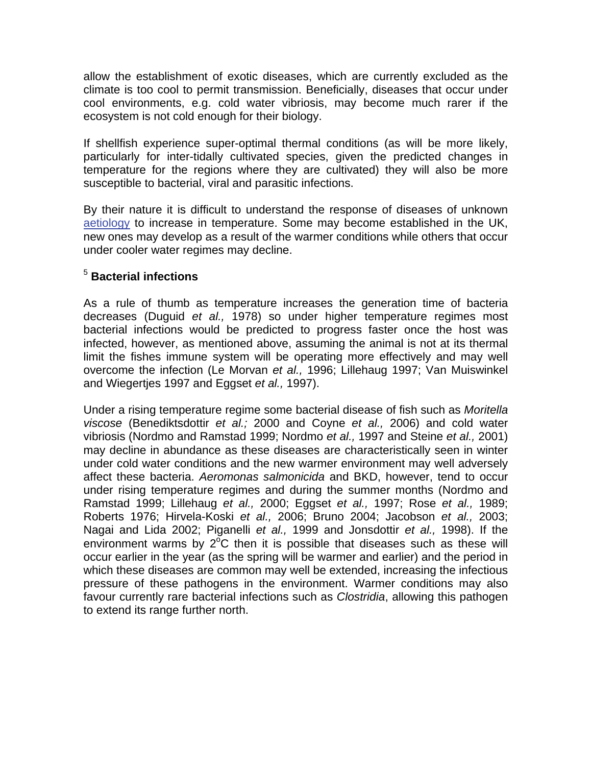allow the establishment of exotic diseases, which are currently excluded as the climate is too cool to permit transmission. Beneficially, diseases that occur under cool environments, e.g. cold water vibriosis, may become much rarer if the ecosystem is not cold enough for their biology.

If shellfish experience super-optimal thermal conditions (as will be more likely, particularly for inter-tidally cultivated species, given the predicted changes in temperature for the regions where they are cultivated) they will also be more susceptible to bacterial, viral and parasitic infections.

By their nature it is difficult to understand the response of diseases of unknown aetiology to increase in temperature. Some may become established in the UK, new ones may develop as a result of the warmer conditions while others that occur under cooler water regimes may decline.

### [5] **Bacterial infections**

As a rule of thumb as temperature increases the generation time of bacteria decreases (Duguid *et al.,* 1978) so under higher temperature regimes most bacterial infections would be predicted to progress faster once the host was infected, however, as mentioned above, assuming the animal is not at its thermal limit the fishes immune system will be operating more effectively and may well overcome the infection (Le Morvan *et al.,* 1996; Lillehaug 1997; Van Muiswinkel and Wiegertjes 1997 and Eggset *et al.,* 1997).

Under a rising temperature regime some bacterial disease of fish such as *Moritella viscose* (Benediktsdottir *et al.;* 2000 and Coyne *et al.,* 2006) and cold water vibriosis (Nordmo and Ramstad 1999; Nordmo *et al.,* 1997 and Steine *et al.,* 2001) may decline in abundance as these diseases are characteristically seen in winter under cold water conditions and the new warmer environment may well adversely affect these bacteria. *Aeromonas salmonicida* and BKD, however, tend to occur under rising temperature regimes and during the summer months (Nordmo and Ramstad 1999; Lillehaug *et al.,* 2000; Eggset *et al.,* 1997; Rose *et al.,* 1989; Roberts 1976; Hirvela-Koski *et al.,* 2006; Bruno 2004; Jacobson *et al.,* 2003; Nagai and Lida 2002; Piganelli *et al.,* 1999 and Jonsdottir *et al.,* 1998). If the environment warms by $2^{o}$C then it is possible that diseases such as these will occur earlier in the year (as the spring will be warmer and earlier) and the period in which these diseases are common may well be extended, increasing the infectious pressure of these pathogens in the environment. Warmer conditions may also favour currently rare bacterial infections such as *Clostridia*, allowing this pathogen to extend its range further north.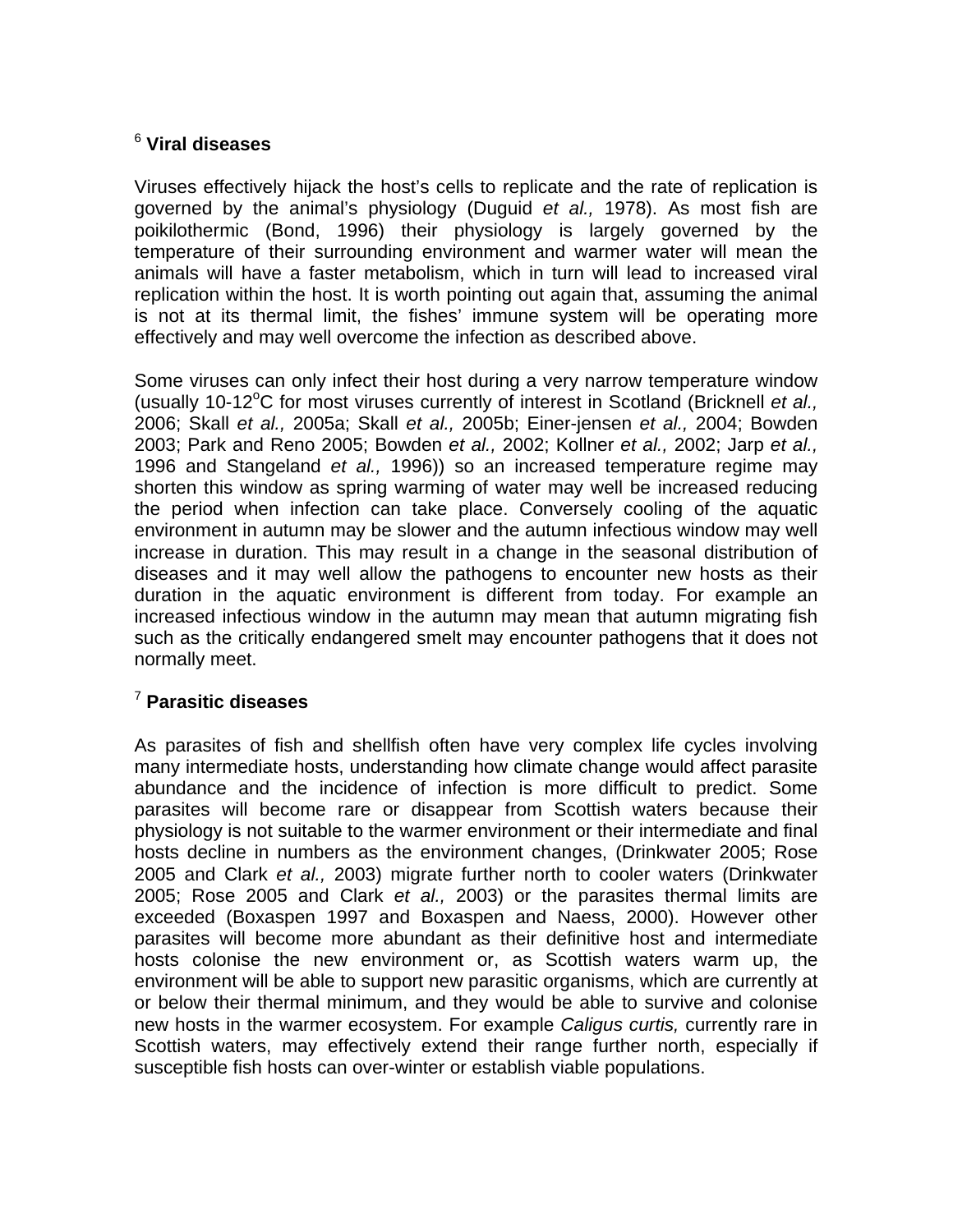## [6] Viral diseases

Viruses effectively hijack the host's cells to replicate and the rate of replication is governed by the animal's physiology (Duguid *et al.,* 1978). As most fish are poikilothermic (Bond, 1996) their physiology is largely governed by the temperature of their surrounding environment and warmer water will mean the animals will have a faster metabolism, which in turn will lead to increased viral replication within the host. It is worth pointing out again that, assuming the animal is not at its thermal limit, the fishes' immune system will be operating more effectively and may well overcome the infection as described above.

Some viruses can only infect their host during a very narrow temperature window (usually 10-12$^{o}$C for most viruses currently of interest in Scotland (Bricknell *et al.,* 2006; Skall *et al.,* 2005a; Skall *et al.,* 2005b; Einer-jensen *et al.,* 2004; Bowden 2003; Park and Reno 2005; Bowden *et al.,* 2002; Kollner *et al.,* 2002; Jarp *et al.,* 1996 and Stangeland *et al.,* 1996)) so an increased temperature regime may shorten this window as spring warming of water may well be increased reducing the period when infection can take place. Conversely cooling of the aquatic environment in autumn may be slower and the autumn infectious window may well increase in duration. This may result in a change in the seasonal distribution of diseases and it may well allow the pathogens to encounter new hosts as their duration in the aquatic environment is different from today. For example an increased infectious window in the autumn may mean that autumn migrating fish such as the critically endangered smelt may encounter pathogens that it does not normally meet.

## [7] Parasitic diseases

As parasites of fish and shellfish often have very complex life cycles involving many intermediate hosts, understanding how climate change would affect parasite abundance and the incidence of infection is more difficult to predict. Some parasites will become rare or disappear from Scottish waters because their physiology is not suitable to the warmer environment or their intermediate and final hosts decline in numbers as the environment changes, (Drinkwater 2005; Rose 2005 and Clark *et al.,* 2003) migrate further north to cooler waters (Drinkwater 2005; Rose 2005 and Clark *et al.,* 2003) or the parasites thermal limits are exceeded (Boxaspen 1997 and Boxaspen and Naess, 2000). However other parasites will become more abundant as their definitive host and intermediate hosts colonise the new environment or, as Scottish waters warm up, the environment will be able to support new parasitic organisms, which are currently at or below their thermal minimum, and they would be able to survive and colonise new hosts in the warmer ecosystem. For example *Caligus curtis,* currently rare in Scottish waters, may effectively extend their range further north, especially if susceptible fish hosts can over-winter or establish viable populations.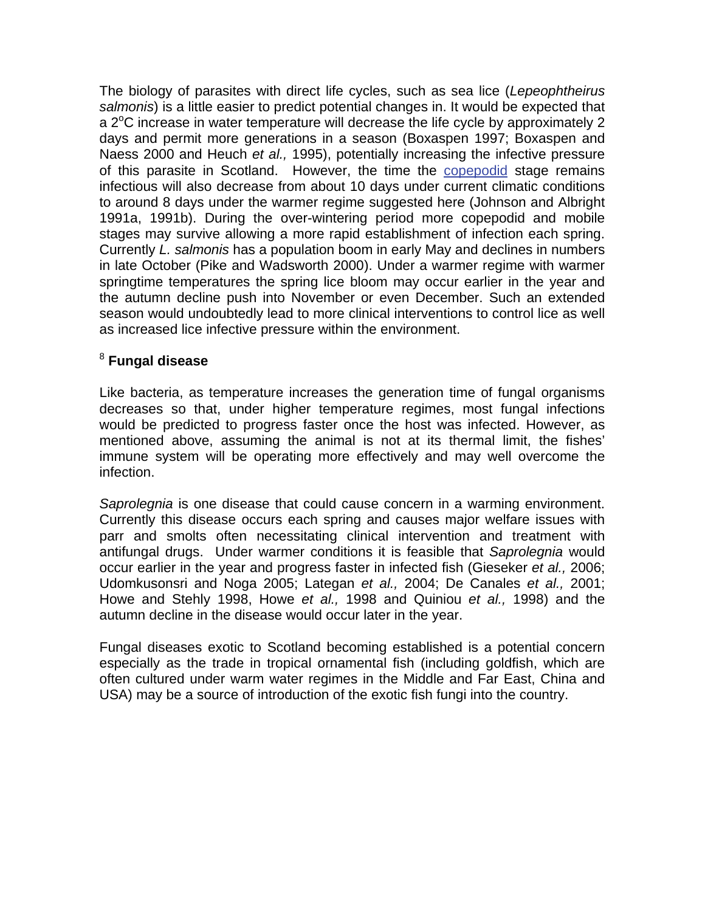The biology of parasites with direct life cycles, such as sea lice (*Lepeophtheirus salmonis*) is a little easier to predict potential changes in. It would be expected that a 2°C increase in water temperature will decrease the life cycle by approximately 2 days and permit more generations in a season (Boxaspen 1997; Boxaspen and Naess 2000 and Heuch *et al.,* 1995), potentially increasing the infective pressure of this parasite in Scotland. However, the time the copepodid stage remains infectious will also decrease from about 10 days under current climatic conditions to around 8 days under the warmer regime suggested here (Johnson and Albright 1991a, 1991b). During the over-wintering period more copepodid and mobile stages may survive allowing a more rapid establishment of infection each spring. Currently *L. salmonis* has a population boom in early May and declines in numbers in late October (Pike and Wadsworth 2000). Under a warmer regime with warmer springtime temperatures the spring lice bloom may occur earlier in the year and the autumn decline push into November or even December. Such an extended season would undoubtedly lead to more clinical interventions to control lice as well as increased lice infective pressure within the environment.

### [8] Fungal disease

Like bacteria, as temperature increases the generation time of fungal organisms decreases so that, under higher temperature regimes, most fungal infections would be predicted to progress faster once the host was infected. However, as mentioned above, assuming the animal is not at its thermal limit, the fishes' immune system will be operating more effectively and may well overcome the infection.

*Saprolegnia* is one disease that could cause concern in a warming environment. Currently this disease occurs each spring and causes major welfare issues with parr and smolts often necessitating clinical intervention and treatment with antifungal drugs. Under warmer conditions it is feasible that *Saprolegnia* would occur earlier in the year and progress faster in infected fish (Gieseker *et al.,* 2006; Udomkusonsri and Noga 2005; Lategan *et al.,* 2004; De Canales *et al.,* 2001; Howe and Stehly 1998, Howe *et al.,* 1998 and Quiniou *et al.,* 1998) and the autumn decline in the disease would occur later in the year.

Fungal diseases exotic to Scotland becoming established is a potential concern especially as the trade in tropical ornamental fish (including goldfish, which are often cultured under warm water regimes in the Middle and Far East, China and USA) may be a source of introduction of the exotic fish fungi into the country.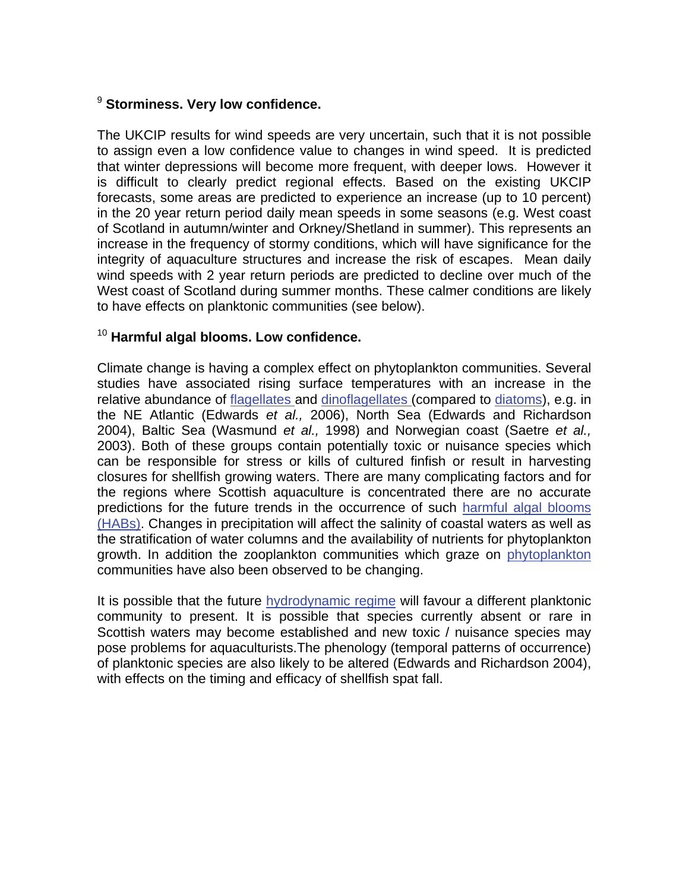[9] **Storminess. Very low confidence.**

The UKCIP results for wind speeds are very uncertain, such that it is not possible to assign even a low confidence value to changes in wind speed. It is predicted that winter depressions will become more frequent, with deeper lows. However it is difficult to clearly predict regional effects. Based on the existing UKCIP forecasts, some areas are predicted to experience an increase (up to 10 percent) in the 20 year return period daily mean speeds in some seasons (e.g. West coast of Scotland in autumn/winter and Orkney/Shetland in summer). This represents an increase in the frequency of stormy conditions, which will have significance for the integrity of aquaculture structures and increase the risk of escapes. Mean daily wind speeds with 2 year return periods are predicted to decline over much of the West coast of Scotland during summer months. These calmer conditions are likely to have effects on planktonic communities (see below).

[10] **Harmful algal blooms. Low confidence.**

Climate change is having a complex effect on phytoplankton communities. Several studies have associated rising surface temperatures with an increase in the relative abundance of flagellates and dinoflagellates (compared to diatoms), e.g. in the NE Atlantic (Edwards *et al.,* 2006), North Sea (Edwards and Richardson 2004), Baltic Sea (Wasmund *et al.,* 1998) and Norwegian coast (Saetre *et al.,* 2003). Both of these groups contain potentially toxic or nuisance species which can be responsible for stress or kills of cultured finfish or result in harvesting closures for shellfish growing waters. There are many complicating factors and for the regions where Scottish aquaculture is concentrated there are no accurate predictions for the future trends in the occurrence of such harmful algal blooms (HABs). Changes in precipitation will affect the salinity of coastal waters as well as the stratification of water columns and the availability of nutrients for phytoplankton growth. In addition the zooplankton communities which graze on phytoplankton communities have also been observed to be changing.

It is possible that the future hydrodynamic regime will favour a different planktonic community to present. It is possible that species currently absent or rare in Scottish waters may become established and new toxic / nuisance species may pose problems for aquaculturists.The phenology (temporal patterns of occurrence) of planktonic species are also likely to be altered (Edwards and Richardson 2004), with effects on the timing and efficacy of shellfish spat fall.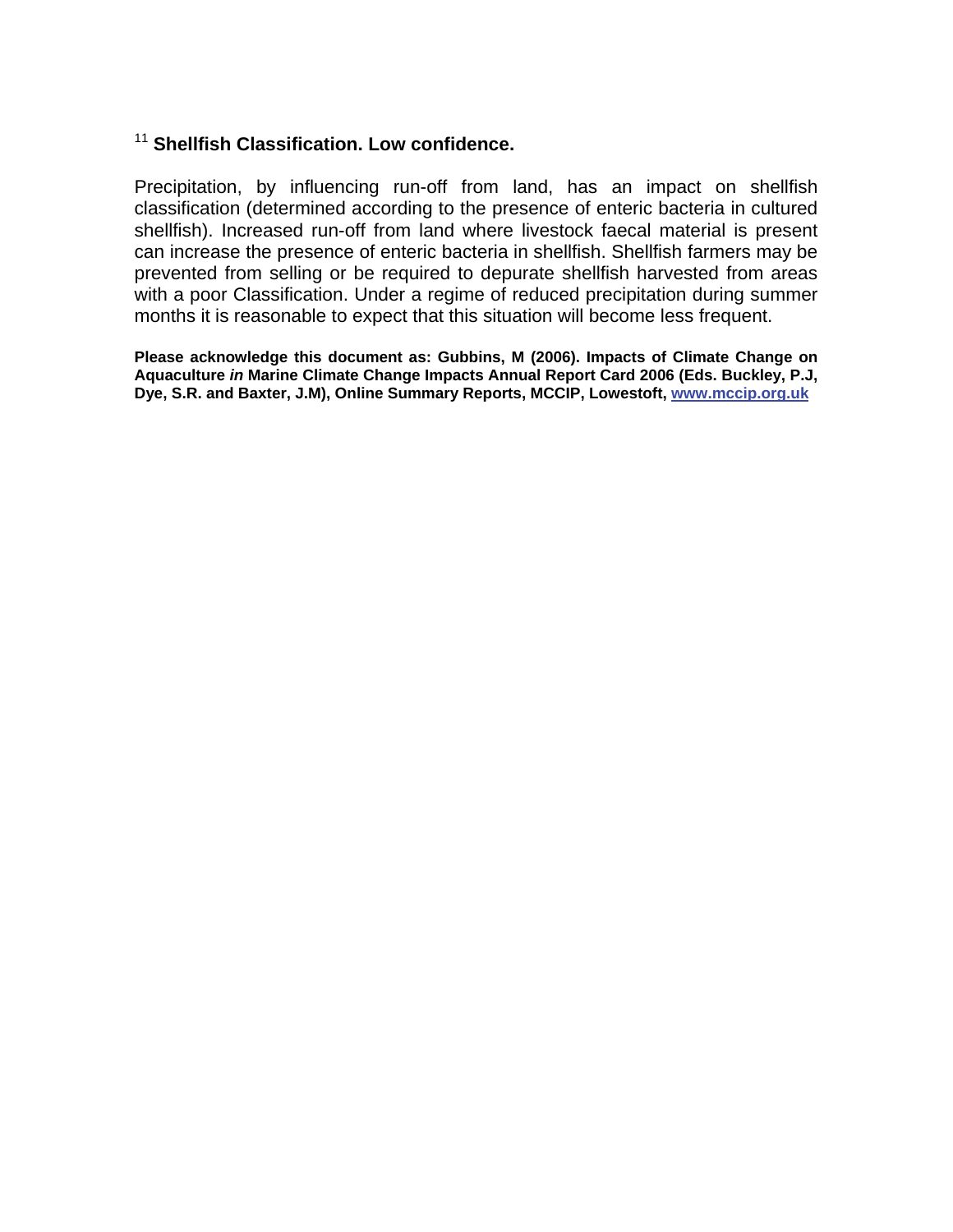[11] **Shellfish Classification. Low confidence.**

Precipitation, by influencing run-off from land, has an impact on shellfish classification (determined according to the presence of enteric bacteria in cultured shellfish). Increased run-off from land where livestock faecal material is present can increase the presence of enteric bacteria in shellfish. Shellfish farmers may be prevented from selling or be required to depurate shellfish harvested from areas with a poor Classification. Under a regime of reduced precipitation during summer months it is reasonable to expect that this situation will become less frequent.

**Please acknowledge this document as: Gubbins, M (2006). Impacts of Climate Change on Aquaculture *in* Marine Climate Change Impacts Annual Report Card 2006 (Eds. Buckley, P.J, Dye, S.R. and Baxter, J.M), Online Summary Reports, MCCIP, Lowestoft, [www.mccip.org.uk](http://www.mccip.org.uk)**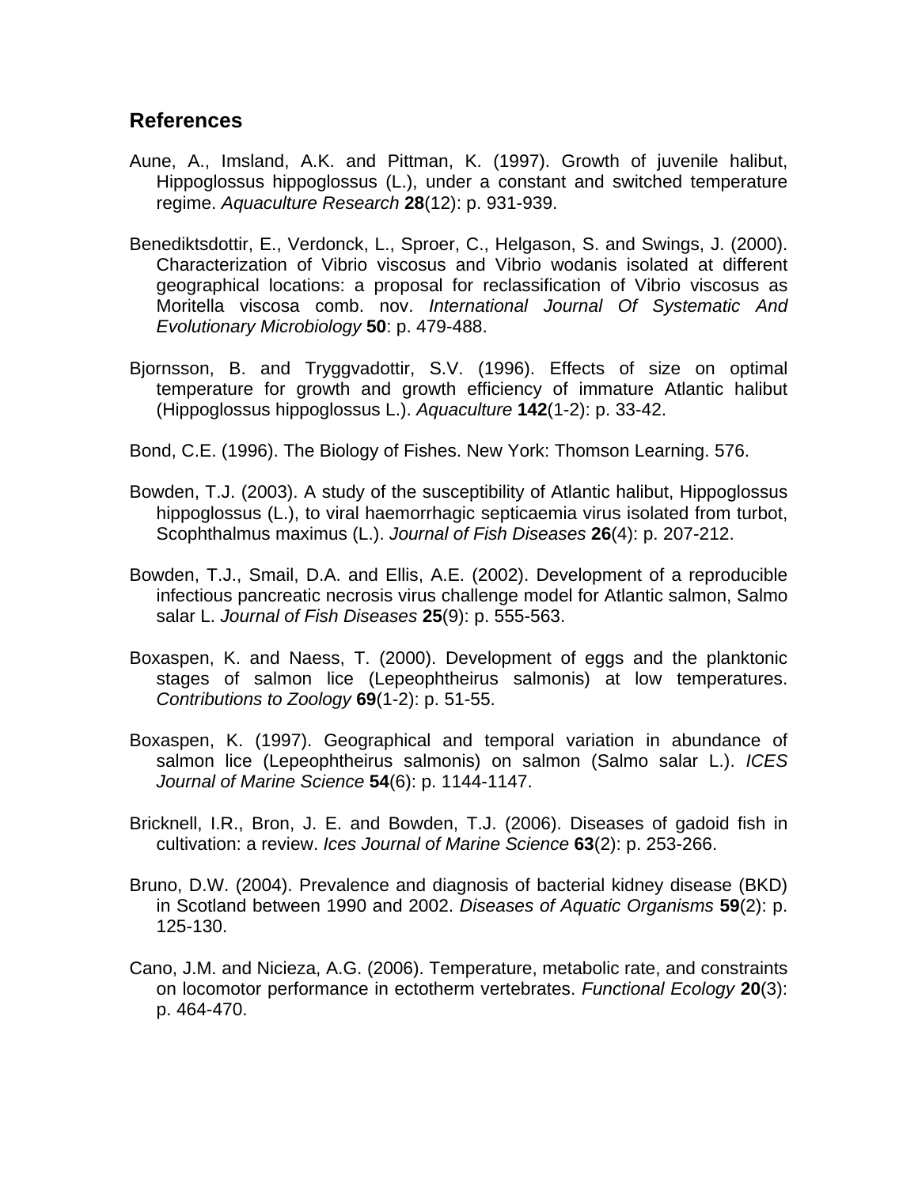## References

Aune, A., Imsland, A.K. and Pittman, K. (1997). Growth of juvenile halibut, Hippoglossus hippoglossus (L.), under a constant and switched temperature regime. *Aquaculture Research* **28**(12): p. 931-939.

Benediktsdottir, E., Verdonck, L., Sproer, C., Helgason, S. and Swings, J. (2000). Characterization of Vibrio viscosus and Vibrio wodanis isolated at different geographical locations: a proposal for reclassification of Vibrio viscosus as Moritella viscosa comb. nov. *International Journal Of Systematic And Evolutionary Microbiology* **50**: p. 479-488.

Bjornsson, B. and Tryggvadottir, S.V. (1996). Effects of size on optimal temperature for growth and growth efficiency of immature Atlantic halibut (Hippoglossus hippoglossus L.). *Aquaculture* **142**(1-2): p. 33-42.

Bond, C.E. (1996). The Biology of Fishes. New York: Thomson Learning. 576.

Bowden, T.J. (2003). A study of the susceptibility of Atlantic halibut, Hippoglossus hippoglossus (L.), to viral haemorrhagic septicaemia virus isolated from turbot, Scophthalmus maximus (L.). *Journal of Fish Diseases* **26**(4): p. 207-212.

Bowden, T.J., Smail, D.A. and Ellis, A.E. (2002). Development of a reproducible infectious pancreatic necrosis virus challenge model for Atlantic salmon, Salmo salar L. *Journal of Fish Diseases* **25**(9): p. 555-563.

Boxaspen, K. and Naess, T. (2000). Development of eggs and the planktonic stages of salmon lice (Lepeophtheirus salmonis) at low temperatures. *Contributions to Zoology* **69**(1-2): p. 51-55.

Boxaspen, K. (1997). Geographical and temporal variation in abundance of salmon lice (Lepeophtheirus salmonis) on salmon (Salmo salar L.). *ICES Journal of Marine Science* **54**(6): p. 1144-1147.

Bricknell, I.R., Bron, J. E. and Bowden, T.J. (2006). Diseases of gadoid fish in cultivation: a review. *Ices Journal of Marine Science* **63**(2): p. 253-266.

Bruno, D.W. (2004). Prevalence and diagnosis of bacterial kidney disease (BKD) in Scotland between 1990 and 2002. *Diseases of Aquatic Organisms* **59**(2): p. 125-130.

Cano, J.M. and Nicieza, A.G. (2006). Temperature, metabolic rate, and constraints on locomotor performance in ectotherm vertebrates. *Functional Ecology* **20**(3): p. 464-470.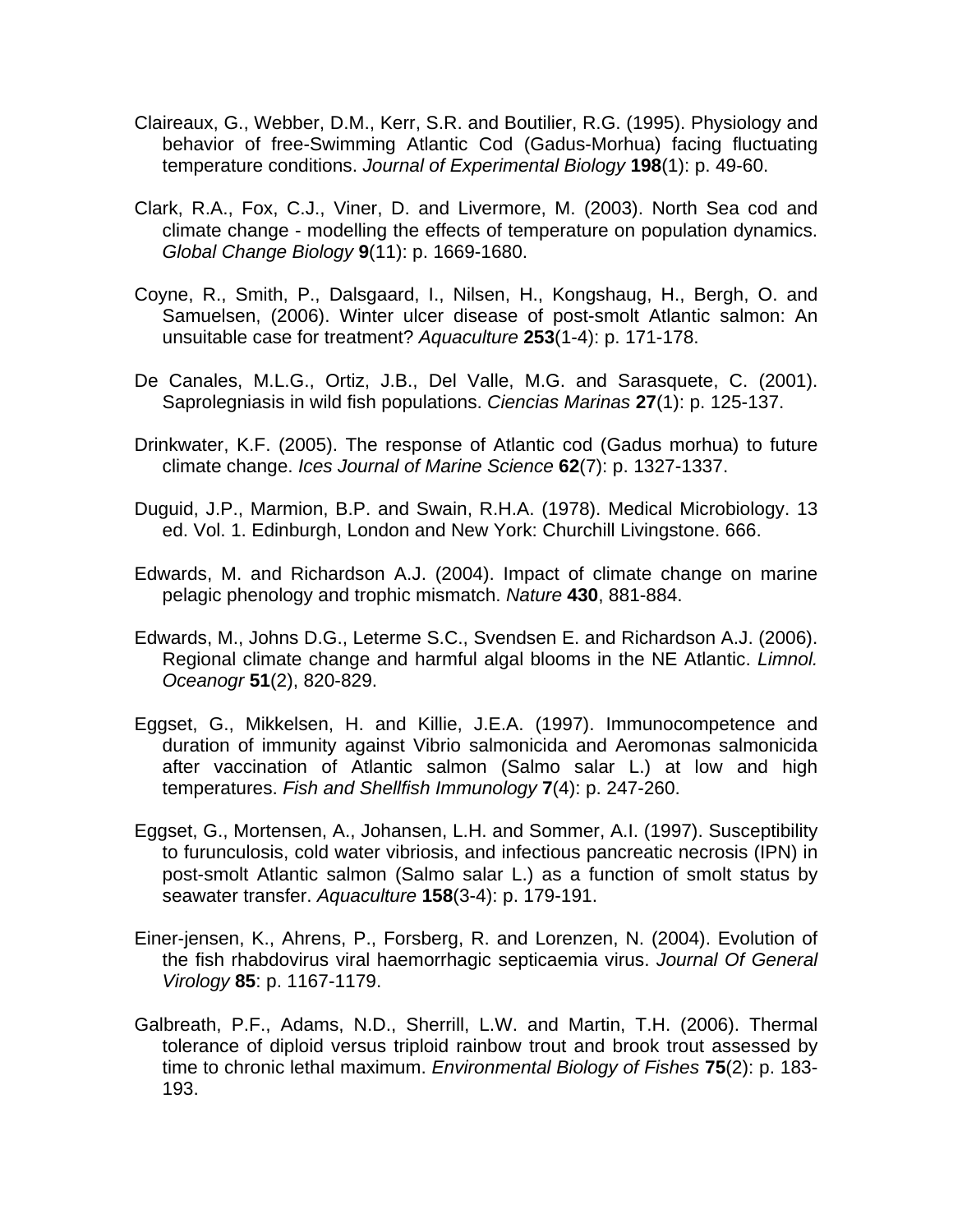Claireaux, G., Webber, D.M., Kerr, S.R. and Boutilier, R.G. (1995). Physiology and behavior of free-Swimming Atlantic Cod (Gadus-Morhua) facing fluctuating temperature conditions. *Journal of Experimental Biology* **198**(1): p. 49-60.

Clark, R.A., Fox, C.J., Viner, D. and Livermore, M. (2003). North Sea cod and climate change - modelling the effects of temperature on population dynamics. *Global Change Biology* **9**(11): p. 1669-1680.

Coyne, R., Smith, P., Dalsgaard, I., Nilsen, H., Kongshaug, H., Bergh, O. and Samuelsen, (2006). Winter ulcer disease of post-smolt Atlantic salmon: An unsuitable case for treatment? *Aquaculture* **253**(1-4): p. 171-178.

De Canales, M.L.G., Ortiz, J.B., Del Valle, M.G. and Sarasquete, C. (2001). Saprolegniasis in wild fish populations. *Ciencias Marinas* **27**(1): p. 125-137.

Drinkwater, K.F. (2005). The response of Atlantic cod (Gadus morhua) to future climate change. *Ices Journal of Marine Science* **62**(7): p. 1327-1337.

Duguid, J.P., Marmion, B.P. and Swain, R.H.A. (1978). Medical Microbiology. 13 ed. Vol. 1. Edinburgh, London and New York: Churchill Livingstone. 666.

Edwards, M. and Richardson A.J. (2004). Impact of climate change on marine pelagic phenology and trophic mismatch. *Nature* **430**, 881-884.

Edwards, M., Johns D.G., Leterme S.C., Svendsen E. and Richardson A.J. (2006). Regional climate change and harmful algal blooms in the NE Atlantic. *Limnol. Oceanogr* **51**(2), 820-829.

Eggset, G., Mikkelsen, H. and Killie, J.E.A. (1997). Immunocompetence and duration of immunity against Vibrio salmonicida and Aeromonas salmonicida after vaccination of Atlantic salmon (Salmo salar L.) at low and high temperatures. *Fish and Shellfish Immunology* **7**(4): p. 247-260.

Eggset, G., Mortensen, A., Johansen, L.H. and Sommer, A.I. (1997). Susceptibility to furunculosis, cold water vibriosis, and infectious pancreatic necrosis (IPN) in post-smolt Atlantic salmon (Salmo salar L.) as a function of smolt status by seawater transfer. *Aquaculture* **158**(3-4): p. 179-191.

Einer-jensen, K., Ahrens, P., Forsberg, R. and Lorenzen, N. (2004). Evolution of the fish rhabdovirus viral haemorrhagic septicaemia virus. *Journal Of General Virology* **85**: p. 1167-1179.

Galbreath, P.F., Adams, N.D., Sherrill, L.W. and Martin, T.H. (2006). Thermal tolerance of diploid versus triploid rainbow trout and brook trout assessed by time to chronic lethal maximum. *Environmental Biology of Fishes* **75**(2): p. 183-193.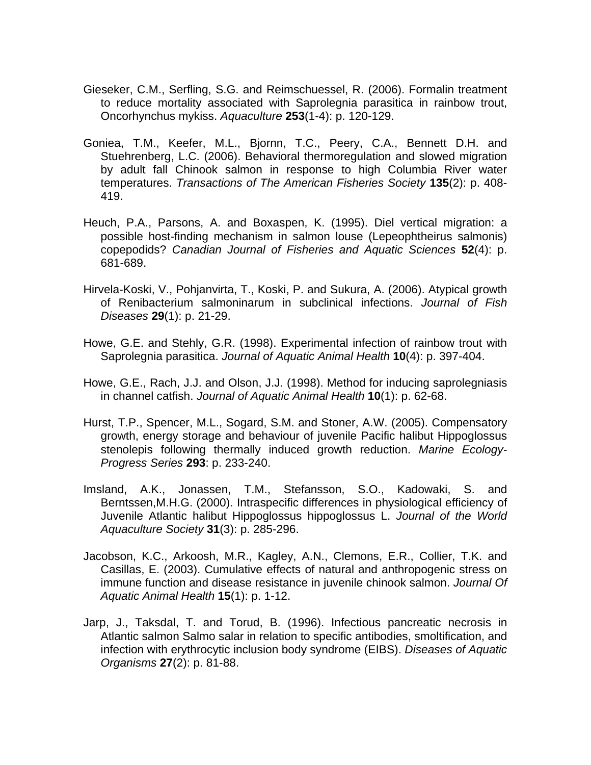Gieseker, C.M., Serfling, S.G. and Reimschuessel, R. (2006). Formalin treatment to reduce mortality associated with Saprolegnia parasitica in rainbow trout, Oncorhynchus mykiss. *Aquaculture* **253**(1-4): p. 120-129.

Goniea, T.M., Keefer, M.L., Bjornn, T.C., Peery, C.A., Bennett D.H. and Stuehrenberg, L.C. (2006). Behavioral thermoregulation and slowed migration by adult fall Chinook salmon in response to high Columbia River water temperatures. *Transactions of The American Fisheries Society* **135**(2): p. 408-419.

Heuch, P.A., Parsons, A. and Boxaspen, K. (1995). Diel vertical migration: a possible host-finding mechanism in salmon louse (Lepeophtheirus salmonis) copepodids? *Canadian Journal of Fisheries and Aquatic Sciences* **52**(4): p. 681-689.

Hirvela-Koski, V., Pohjanvirta, T., Koski, P. and Sukura, A. (2006). Atypical growth of Renibacterium salmoninarum in subclinical infections. *Journal of Fish Diseases* **29**(1): p. 21-29.

Howe, G.E. and Stehly, G.R. (1998). Experimental infection of rainbow trout with Saprolegnia parasitica. *Journal of Aquatic Animal Health* **10**(4): p. 397-404.

Howe, G.E., Rach, J.J. and Olson, J.J. (1998). Method for inducing saprolegniasis in channel catfish. *Journal of Aquatic Animal Health* **10**(1): p. 62-68.

Hurst, T.P., Spencer, M.L., Sogard, S.M. and Stoner, A.W. (2005). Compensatory growth, energy storage and behaviour of juvenile Pacific halibut Hippoglossus stenolepis following thermally induced growth reduction. *Marine Ecology-Progress Series* **293**: p. 233-240.

Imsland, A.K., Jonassen, T.M., Stefansson, S.O., Kadowaki, S. and Berntssen,M.H.G. (2000). Intraspecific differences in physiological efficiency of Juvenile Atlantic halibut Hippoglossus hippoglossus L. *Journal of the World Aquaculture Society* **31**(3): p. 285-296.

Jacobson, K.C., Arkoosh, M.R., Kagley, A.N., Clemons, E.R., Collier, T.K. and Casillas, E. (2003). Cumulative effects of natural and anthropogenic stress on immune function and disease resistance in juvenile chinook salmon. *Journal Of Aquatic Animal Health* **15**(1): p. 1-12.

Jarp, J., Taksdal, T. and Torud, B. (1996). Infectious pancreatic necrosis in Atlantic salmon Salmo salar in relation to specific antibodies, smoltification, and infection with erythrocytic inclusion body syndrome (EIBS). *Diseases of Aquatic Organisms* **27**(2): p. 81-88.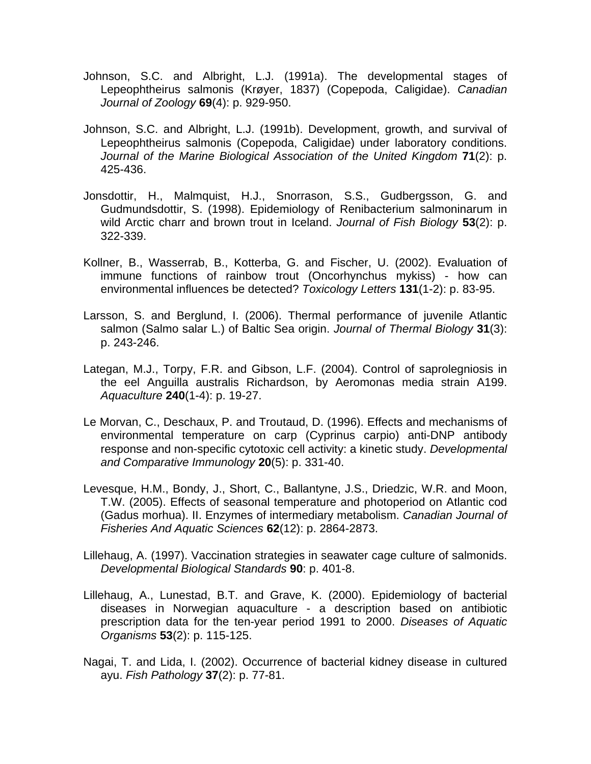Johnson, S.C. and Albright, L.J. (1991a). The developmental stages of Lepeophtheirus salmonis (Krøyer, 1837) (Copepoda, Caligidae). *Canadian Journal of Zoology* **69**(4): p. 929-950.

Johnson, S.C. and Albright, L.J. (1991b). Development, growth, and survival of Lepeophtheirus salmonis (Copepoda, Caligidae) under laboratory conditions. *Journal of the Marine Biological Association of the United Kingdom* **71**(2): p. 425-436.

Jonsdottir, H., Malmquist, H.J., Snorrason, S.S., Gudbergsson, G. and Gudmundsdottir, S. (1998). Epidemiology of Renibacterium salmoninarum in wild Arctic charr and brown trout in Iceland. *Journal of Fish Biology* **53**(2): p. 322-339.

Kollner, B., Wasserrab, B., Kotterba, G. and Fischer, U. (2002). Evaluation of immune functions of rainbow trout (Oncorhynchus mykiss) - how can environmental influences be detected? *Toxicology Letters* **131**(1-2): p. 83-95.

Larsson, S. and Berglund, I. (2006). Thermal performance of juvenile Atlantic salmon (Salmo salar L.) of Baltic Sea origin. *Journal of Thermal Biology* **31**(3): p. 243-246.

Lategan, M.J., Torpy, F.R. and Gibson, L.F. (2004). Control of saprolegniosis in the eel Anguilla australis Richardson, by Aeromonas media strain A199. *Aquaculture* **240**(1-4): p. 19-27.

Le Morvan, C., Deschaux, P. and Troutaud, D. (1996). Effects and mechanisms of environmental temperature on carp (Cyprinus carpio) anti-DNP antibody response and non-specific cytotoxic cell activity: a kinetic study. *Developmental and Comparative Immunology* **20**(5): p. 331-40.

Levesque, H.M., Bondy, J., Short, C., Ballantyne, J.S., Driedzic, W.R. and Moon, T.W. (2005). Effects of seasonal temperature and photoperiod on Atlantic cod (Gadus morhua). II. Enzymes of intermediary metabolism. *Canadian Journal of Fisheries And Aquatic Sciences* **62**(12): p. 2864-2873.

Lillehaug, A. (1997). Vaccination strategies in seawater cage culture of salmonids. *Developmental Biological Standards* **90**: p. 401-8.

Lillehaug, A., Lunestad, B.T. and Grave, K. (2000). Epidemiology of bacterial diseases in Norwegian aquaculture - a description based on antibiotic prescription data for the ten-year period 1991 to 2000. *Diseases of Aquatic Organisms* **53**(2): p. 115-125.

Nagai, T. and Lida, I. (2002). Occurrence of bacterial kidney disease in cultured ayu. *Fish Pathology* **37**(2): p. 77-81.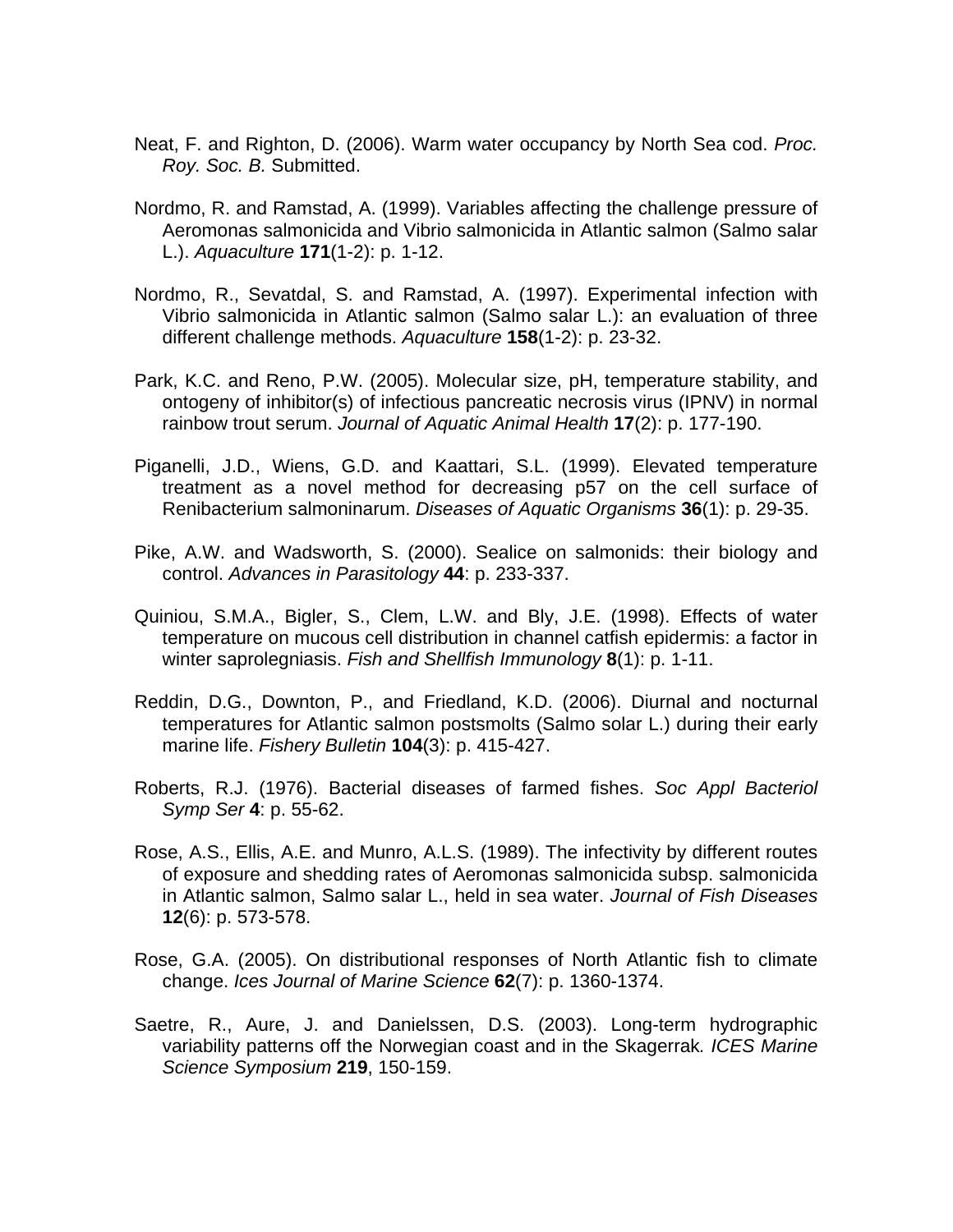Neat, F. and Righton, D. (2006). Warm water occupancy by North Sea cod. *Proc. Roy. Soc. B.* Submitted.

Nordmo, R. and Ramstad, A. (1999). Variables affecting the challenge pressure of Aeromonas salmonicida and Vibrio salmonicida in Atlantic salmon (Salmo salar L.). *Aquaculture* **171**(1-2): p. 1-12.

Nordmo, R., Sevatdal, S. and Ramstad, A. (1997). Experimental infection with Vibrio salmonicida in Atlantic salmon (Salmo salar L.): an evaluation of three different challenge methods. *Aquaculture* **158**(1-2): p. 23-32.

Park, K.C. and Reno, P.W. (2005). Molecular size, pH, temperature stability, and ontogeny of inhibitor(s) of infectious pancreatic necrosis virus (IPNV) in normal rainbow trout serum. *Journal of Aquatic Animal Health* **17**(2): p. 177-190.

Piganelli, J.D., Wiens, G.D. and Kaattari, S.L. (1999). Elevated temperature treatment as a novel method for decreasing p57 on the cell surface of Renibacterium salmoninarum. *Diseases of Aquatic Organisms* **36**(1): p. 29-35.

Pike, A.W. and Wadsworth, S. (2000). Sealice on salmonids: their biology and control. *Advances in Parasitology* **44**: p. 233-337.

Quiniou, S.M.A., Bigler, S., Clem, L.W. and Bly, J.E. (1998). Effects of water temperature on mucous cell distribution in channel catfish epidermis: a factor in winter saprolegniasis. *Fish and Shellfish Immunology* **8**(1): p. 1-11.

Reddin, D.G., Downton, P., and Friedland, K.D. (2006). Diurnal and nocturnal temperatures for Atlantic salmon postsmolts (Salmo solar L.) during their early marine life. *Fishery Bulletin* **104**(3): p. 415-427.

Roberts, R.J. (1976). Bacterial diseases of farmed fishes. *Soc Appl Bacteriol Symp Ser* **4**: p. 55-62.

Rose, A.S., Ellis, A.E. and Munro, A.L.S. (1989). The infectivity by different routes of exposure and shedding rates of Aeromonas salmonicida subsp. salmonicida in Atlantic salmon, Salmo salar L., held in sea water. *Journal of Fish Diseases* **12**(6): p. 573-578.

Rose, G.A. (2005). On distributional responses of North Atlantic fish to climate change. *Ices Journal of Marine Science* **62**(7): p. 1360-1374.

Saetre, R., Aure, J. and Danielssen, D.S. (2003). Long-term hydrographic variability patterns off the Norwegian coast and in the Skagerrak*. ICES Marine Science Symposium* **219**, 150-159.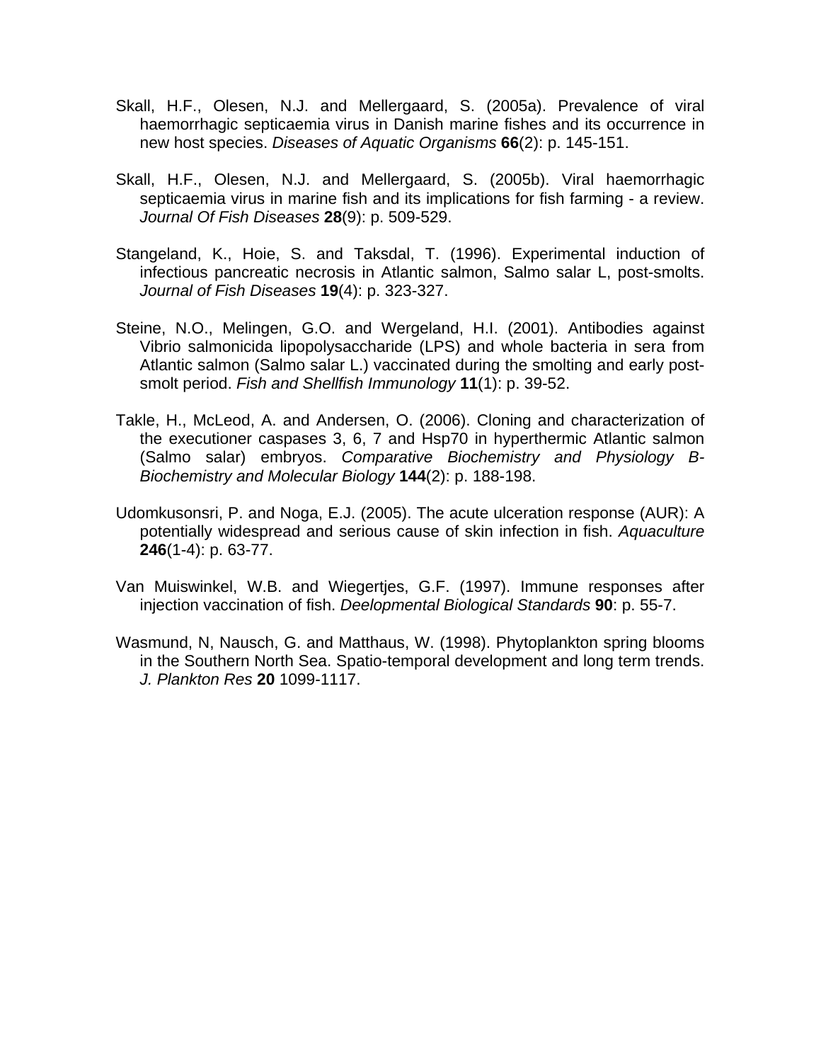Skall, H.F., Olesen, N.J. and Mellergaard, S. (2005a). Prevalence of viral haemorrhagic septicaemia virus in Danish marine fishes and its occurrence in new host species. *Diseases of Aquatic Organisms* **66**(2): p. 145-151.

Skall, H.F., Olesen, N.J. and Mellergaard, S. (2005b). Viral haemorrhagic septicaemia virus in marine fish and its implications for fish farming - a review. *Journal Of Fish Diseases* **28**(9): p. 509-529.

Stangeland, K., Hoie, S. and Taksdal, T. (1996). Experimental induction of infectious pancreatic necrosis in Atlantic salmon, Salmo salar L, post-smolts. *Journal of Fish Diseases* **19**(4): p. 323-327.

Steine, N.O., Melingen, G.O. and Wergeland, H.I. (2001). Antibodies against Vibrio salmonicida lipopolysaccharide (LPS) and whole bacteria in sera from Atlantic salmon (Salmo salar L.) vaccinated during the smolting and early post-smolt period. *Fish and Shellfish Immunology* **11**(1): p. 39-52.

Takle, H., McLeod, A. and Andersen, O. (2006). Cloning and characterization of the executioner caspases 3, 6, 7 and Hsp70 in hyperthermic Atlantic salmon (Salmo salar) embryos. *Comparative Biochemistry and Physiology B-Biochemistry and Molecular Biology* **144**(2): p. 188-198.

Udomkusonsri, P. and Noga, E.J. (2005). The acute ulceration response (AUR): A potentially widespread and serious cause of skin infection in fish. *Aquaculture* **246**(1-4): p. 63-77.

Van Muiswinkel, W.B. and Wiegertjes, G.F. (1997). Immune responses after injection vaccination of fish. *Deelopmental Biological Standards* **90**: p. 55-7.

Wasmund, N, Nausch, G. and Matthaus, W. (1998). Phytoplankton spring blooms in the Southern North Sea. Spatio-temporal development and long term trends. *J. Plankton Res* **20** 1099-1117.